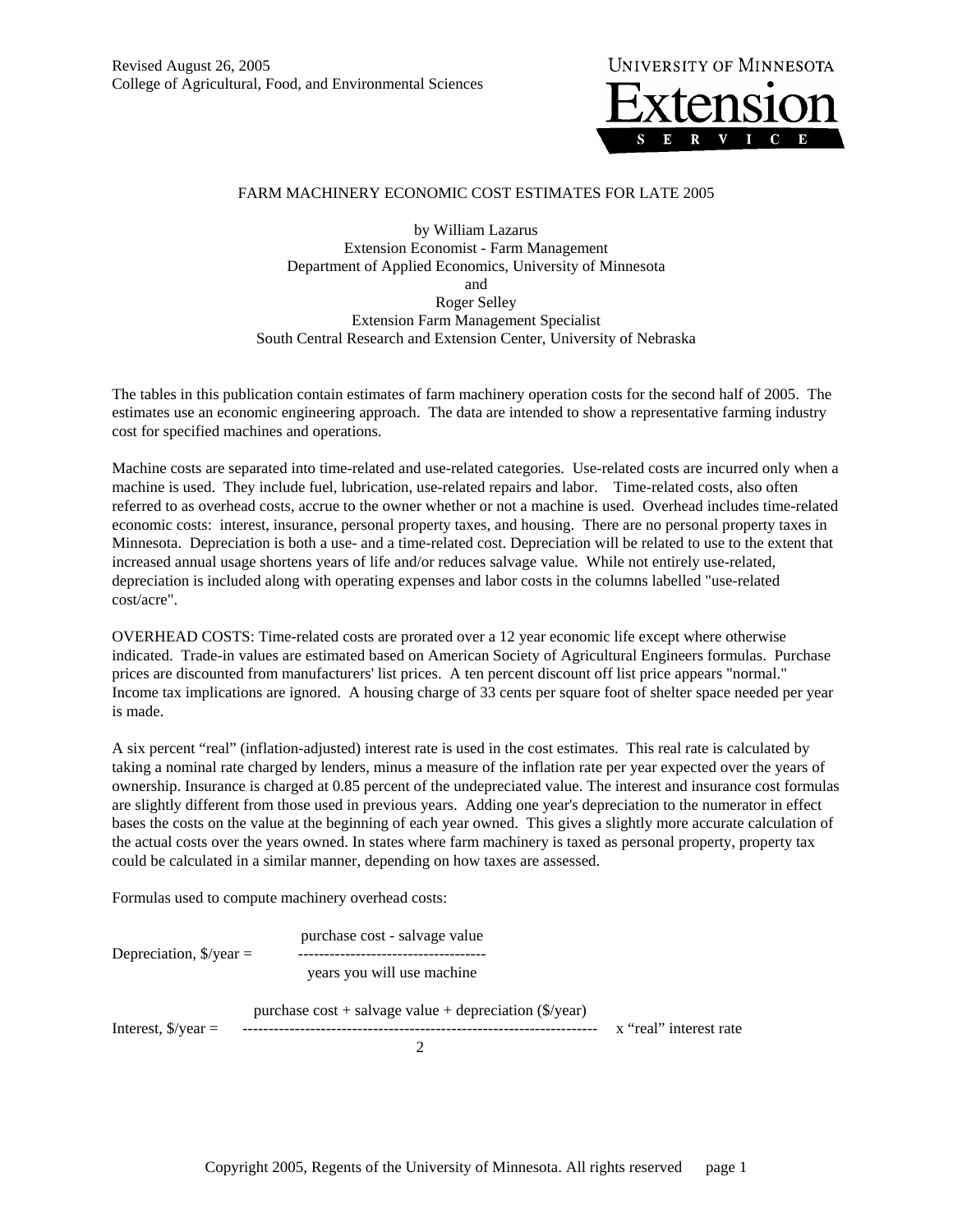Revised August 26, 2005
College of Agricultural, Food, and Environmental Sciences

UNIVERSITY OF MINNESOTA Extension SERVICE

# FARM MACHINERY ECONOMIC COST ESTIMATES FOR LATE 2005

by William Lazarus
Extension Economist - Farm Management
Department of Applied Economics, University of Minnesota
and
Roger Selley
Extension Farm Management Specialist
South Central Research and Extension Center, University of Nebraska

The tables in this publication contain estimates of farm machinery operation costs for the second half of 2005. The estimates use an economic engineering approach. The data are intended to show a representative farming industry cost for specified machines and operations.

Machine costs are separated into time-related and use-related categories. Use-related costs are incurred only when a machine is used. They include fuel, lubrication, use-related repairs and labor. Time-related costs, also often referred to as overhead costs, accrue to the owner whether or not a machine is used. Overhead includes time-related economic costs: interest, insurance, personal property taxes, and housing. There are no personal property taxes in Minnesota. Depreciation is both a use- and a time-related cost. Depreciation will be related to use to the extent that increased annual usage shortens years of life and/or reduces salvage value. While not entirely use-related, depreciation is included along with operating expenses and labor costs in the columns labelled "use-related cost/acre".

OVERHEAD COSTS: Time-related costs are prorated over a 12 year economic life except where otherwise indicated. Trade-in values are estimated based on American Society of Agricultural Engineers formulas. Purchase prices are discounted from manufacturers' list prices. A ten percent discount off list price appears "normal." Income tax implications are ignored. A housing charge of 33 cents per square foot of shelter space needed per year is made.

A six percent "real" (inflation-adjusted) interest rate is used in the cost estimates. This real rate is calculated by taking a nominal rate charged by lenders, minus a measure of the inflation rate per year expected over the years of ownership. Insurance is charged at 0.85 percent of the undepreciated value. The interest and insurance cost formulas are slightly different from those used in previous years. Adding one year's depreciation to the numerator in effect bases the costs on the value at the beginning of each year owned. This gives a slightly more accurate calculation of the actual costs over the years owned. In states where farm machinery is taxed as personal property, property tax could be calculated in a similar manner, depending on how taxes are assessed.

Formulas used to compute machinery overhead costs:

$$\text{Depreciation, \$/year} = \frac{\text{purchase cost - salvage value}}{\text{years you will use machine}}$$

$$\text{Interest, \$/year} = \frac{\text{purchase cost + salvage value + depreciation (\$/year)}}{2} \times \text{“real” interest rate}$$

Copyright 2005, Regents of the University of Minnesota. All rights reserved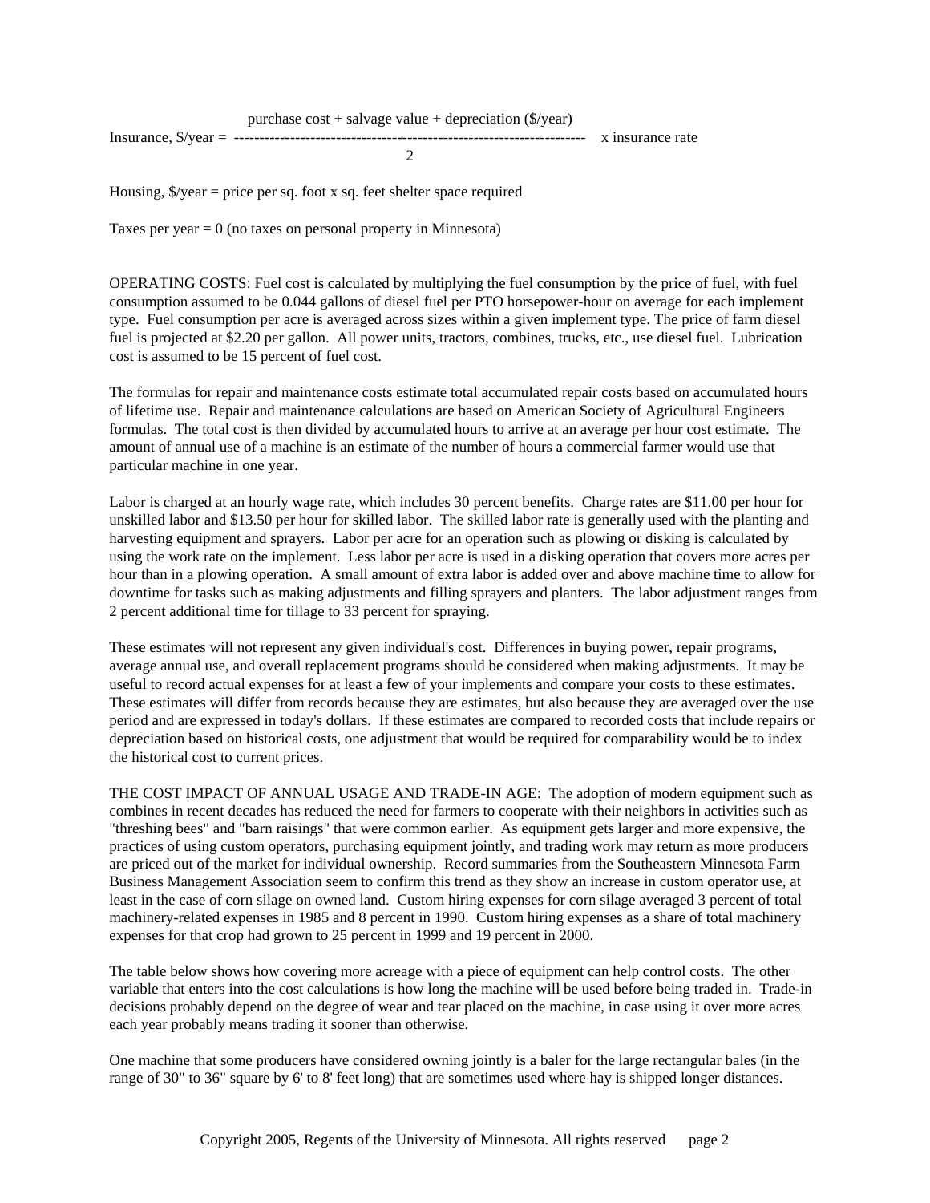$$\text{Insurance, \$/year} = \frac{\text{purchase cost + salvage value + depreciation (\$/year)}}{2} \times \text{insurance rate}$$

Housing, $/year = price per sq. foot x sq. feet shelter space required

Taxes per year = 0 (no taxes on personal property in Minnesota)

OPERATING COSTS: Fuel cost is calculated by multiplying the fuel consumption by the price of fuel, with fuel consumption assumed to be 0.044 gallons of diesel fuel per PTO horsepower-hour on average for each implement type. Fuel consumption per acre is averaged across sizes within a given implement type. The price of farm diesel fuel is projected at $2.20 per gallon. All power units, tractors, combines, trucks, etc., use diesel fuel. Lubrication cost is assumed to be 15 percent of fuel cost.

The formulas for repair and maintenance costs estimate total accumulated repair costs based on accumulated hours of lifetime use. Repair and maintenance calculations are based on American Society of Agricultural Engineers formulas. The total cost is then divided by accumulated hours to arrive at an average per hour cost estimate. The amount of annual use of a machine is an estimate of the number of hours a commercial farmer would use that particular machine in one year.

Labor is charged at an hourly wage rate, which includes 30 percent benefits. Charge rates are $11.00 per hour for unskilled labor and $13.50 per hour for skilled labor. The skilled labor rate is generally used with the planting and harvesting equipment and sprayers. Labor per acre for an operation such as plowing or disking is calculated by using the work rate on the implement. Less labor per acre is used in a disking operation that covers more acres per hour than in a plowing operation. A small amount of extra labor is added over and above machine time to allow for downtime for tasks such as making adjustments and filling sprayers and planters. The labor adjustment ranges from 2 percent additional time for tillage to 33 percent for spraying.

These estimates will not represent any given individual's cost. Differences in buying power, repair programs, average annual use, and overall replacement programs should be considered when making adjustments. It may be useful to record actual expenses for at least a few of your implements and compare your costs to these estimates. These estimates will differ from records because they are estimates, but also because they are averaged over the use period and are expressed in today's dollars. If these estimates are compared to recorded costs that include repairs or depreciation based on historical costs, one adjustment that would be required for comparability would be to index the historical cost to current prices.

THE COST IMPACT OF ANNUAL USAGE AND TRADE-IN AGE: The adoption of modern equipment such as combines in recent decades has reduced the need for farmers to cooperate with their neighbors in activities such as "threshing bees" and "barn raisings" that were common earlier. As equipment gets larger and more expensive, the practices of using custom operators, purchasing equipment jointly, and trading work may return as more producers are priced out of the market for individual ownership. Record summaries from the Southeastern Minnesota Farm Business Management Association seem to confirm this trend as they show an increase in custom operator use, at least in the case of corn silage on owned land. Custom hiring expenses for corn silage averaged 3 percent of total machinery-related expenses in 1985 and 8 percent in 1990. Custom hiring expenses as a share of total machinery expenses for that crop had grown to 25 percent in 1999 and 19 percent in 2000.

The table below shows how covering more acreage with a piece of equipment can help control costs. The other variable that enters into the cost calculations is how long the machine will be used before being traded in. Trade-in decisions probably depend on the degree of wear and tear placed on the machine, in case using it over more acres each year probably means trading it sooner than otherwise.

One machine that some producers have considered owning jointly is a baler for the large rectangular bales (in the range of 30" to 36" square by 6' to 8' feet long) that are sometimes used where hay is shipped longer distances.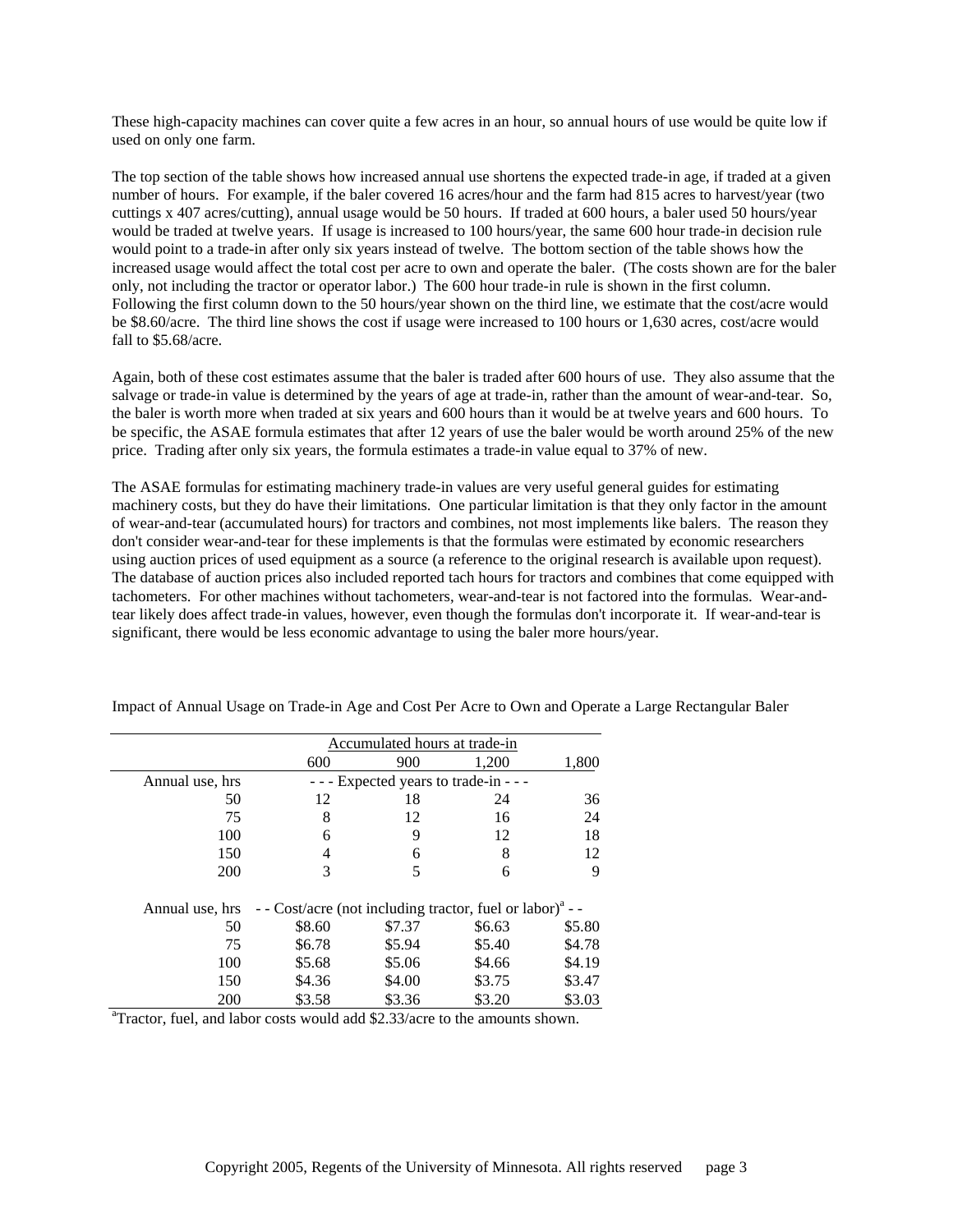These high-capacity machines can cover quite a few acres in an hour, so annual hours of use would be quite low if used on only one farm.

The top section of the table shows how increased annual use shortens the expected trade-in age, if traded at a given number of hours. For example, if the baler covered 16 acres/hour and the farm had 815 acres to harvest/year (two cuttings x 407 acres/cutting), annual usage would be 50 hours. If traded at 600 hours, a baler used 50 hours/year would be traded at twelve years. If usage is increased to 100 hours/year, the same 600 hour trade-in decision rule would point to a trade-in after only six years instead of twelve. The bottom section of the table shows how the increased usage would affect the total cost per acre to own and operate the baler. (The costs shown are for the baler only, not including the tractor or operator labor.) The 600 hour trade-in rule is shown in the first column. Following the first column down to the 50 hours/year shown on the third line, we estimate that the cost/acre would be $8.60/acre. The third line shows the cost if usage were increased to 100 hours or 1,630 acres, cost/acre would fall to $5.68/acre.

Again, both of these cost estimates assume that the baler is traded after 600 hours of use. They also assume that the salvage or trade-in value is determined by the years of age at trade-in, rather than the amount of wear-and-tear. So, the baler is worth more when traded at six years and 600 hours than it would be at twelve years and 600 hours. To be specific, the ASAE formula estimates that after 12 years of use the baler would be worth around 25% of the new price. Trading after only six years, the formula estimates a trade-in value equal to 37% of new.

The ASAE formulas for estimating machinery trade-in values are very useful general guides for estimating machinery costs, but they do have their limitations. One particular limitation is that they only factor in the amount of wear-and-tear (accumulated hours) for tractors and combines, not most implements like balers. The reason they don't consider wear-and-tear for these implements is that the formulas were estimated by economic researchers using auction prices of used equipment as a source (a reference to the original research is available upon request). The database of auction prices also included reported tach hours for tractors and combines that come equipped with tachometers. For other machines without tachometers, wear-and-tear is not factored into the formulas. Wear-and-tear likely does affect trade-in values, however, even though the formulas don't incorporate it. If wear-and-tear is significant, there would be less economic advantage to using the baler more hours/year.

Impact of Annual Usage on Trade-in Age and Cost Per Acre to Own and Operate a Large Rectangular Baler

| | Accumulated hours at trade-in | | | |
|---|---|---|---|---|
| | 600 | 900 | 1,200 | 1,800 |
| Annual use, hrs | - - - Expected years to trade-in - - - | | | |
| 50 | 12 | 18 | 24 | 36 |
| 75 | 8 | 12 | 16 | 24 |
| 100 | 6 | 9 | 12 | 18 |
| 150 | 4 | 6 | 8 | 12 |
| 200 | 3 | 5 | 6 | 9 |
| Annual use, hrs | - - Cost/acre (not including tractor, fuel or labor)[a] - - | | | |
| 50 | $8.60 | $7.37 | $6.63 | $5.80 |
| 75 | $6.78 | $5.94 | $5.40 | $4.78 |
| 100 | $5.68 | $5.06 | $4.66 | $4.19 |
| 150 | $4.36 | $4.00 | $3.75 | $3.47 |
| 200 | $3.58 | $3.36 | $3.20 | $3.03 |

[a]Tractor, fuel, and labor costs would add $2.33/acre to the amounts shown.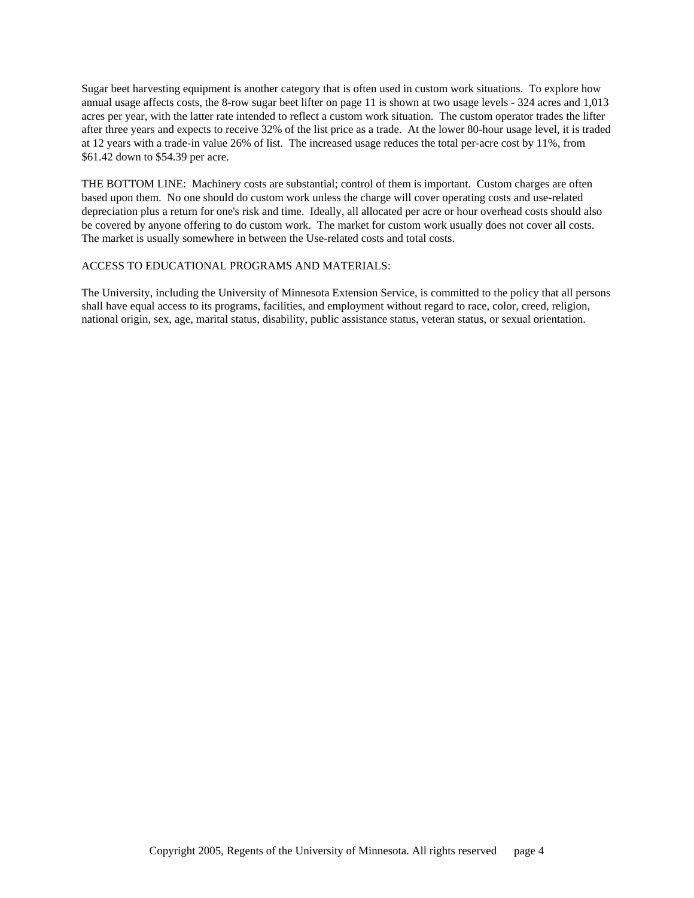Sugar beet harvesting equipment is another category that is often used in custom work situations.  To explore how annual usage affects costs, the 8-row sugar beet lifter on page 11 is shown at two usage levels - 324 acres and 1,013 acres per year, with the latter rate intended to reflect a custom work situation.  The custom operator trades the lifter after three years and expects to receive 32% of the list price as a trade.  At the lower 80-hour usage level, it is traded at 12 years with a trade-in value 26% of list.  The increased usage reduces the total per-acre cost by 11%, from $61.42 down to $54.39 per acre.

THE BOTTOM LINE:  Machinery costs are substantial; control of them is important.  Custom charges are often based upon them.  No one should do custom work unless the charge will cover operating costs and use-related depreciation plus a return for one's risk and time.  Ideally, all allocated per acre or hour overhead costs should also be covered by anyone offering to do custom work.  The market for custom work usually does not cover all costs.  The market is usually somewhere in between the Use-related costs and total costs.

ACCESS TO EDUCATIONAL PROGRAMS AND MATERIALS:

The University, including the University of Minnesota Extension Service, is committed to the policy that all persons shall have equal access to its programs, facilities, and employment without regard to race, color, creed, religion, national origin, sex, age, marital status, disability, public assistance status, veteran status, or sexual orientation.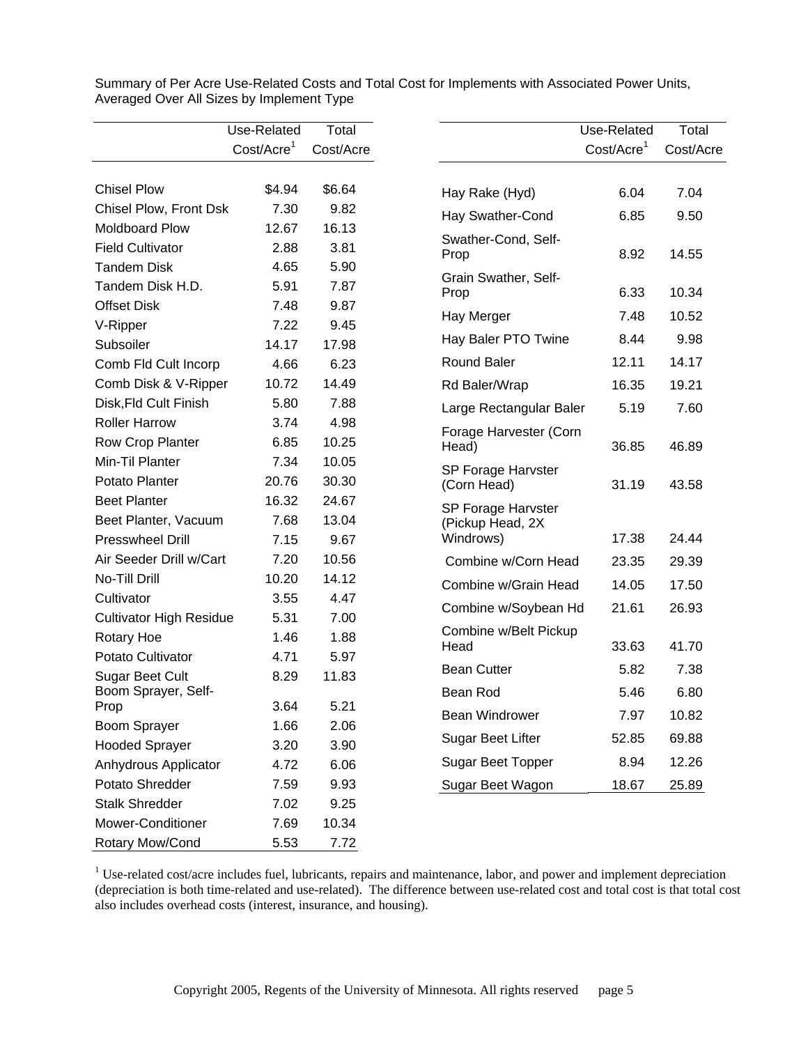Summary of Per Acre Use-Related Costs and Total Cost for Implements with Associated Power Units, Averaged Over All Sizes by Implement Type

| | Use-Related Cost/Acre[1] | Total Cost/Acre |
|---|---|---|
| Chisel Plow | $4.94 | $6.64 |
| Chisel Plow, Front Dsk | 7.30 | 9.82 |
| Moldboard Plow | 12.67 | 16.13 |
| Field Cultivator | 2.88 | 3.81 |
| Tandem Disk | 4.65 | 5.90 |
| Tandem Disk H.D. | 5.91 | 7.87 |
| Offset Disk | 7.48 | 9.87 |
| V-Ripper | 7.22 | 9.45 |
| Subsoiler | 14.17 | 17.98 |
| Comb Fld Cult Incorp | 4.66 | 6.23 |
| Comb Disk & V-Ripper | 10.72 | 14.49 |
| Disk,Fld Cult Finish | 5.80 | 7.88 |
| Roller Harrow | 3.74 | 4.98 |
| Row Crop Planter | 6.85 | 10.25 |
| Min-Til Planter | 7.34 | 10.05 |
| Potato Planter | 20.76 | 30.30 |
| Beet Planter | 16.32 | 24.67 |
| Beet Planter, Vacuum | 7.68 | 13.04 |
| Presswheel Drill | 7.15 | 9.67 |
| Air Seeder Drill w/Cart | 7.20 | 10.56 |
| No-Till Drill | 10.20 | 14.12 |
| Cultivator | 3.55 | 4.47 |
| Cultivator High Residue | 5.31 | 7.00 |
| Rotary Hoe | 1.46 | 1.88 |
| Potato Cultivator | 4.71 | 5.97 |
| Sugar Beet Cult | 8.29 | 11.83 |
| Boom Sprayer, Self-Prop | 3.64 | 5.21 |
| Boom Sprayer | 1.66 | 2.06 |
| Hooded Sprayer | 3.20 | 3.90 |
| Anhydrous Applicator | 4.72 | 6.06 |
| Potato Shredder | 7.59 | 9.93 |
| Stalk Shredder | 7.02 | 9.25 |
| Mower-Conditioner | 7.69 | 10.34 |
| Rotary Mow/Cond | 5.53 | 7.72 |

| | Use-Related Cost/Acre[1] | Total Cost/Acre |
|---|---|---|
| Hay Rake (Hyd) | 6.04 | 7.04 |
| Hay Swather-Cond | 6.85 | 9.50 |
| Swather-Cond, Self-Prop | 8.92 | 14.55 |
| Grain Swather, Self-Prop | 6.33 | 10.34 |
| Hay Merger | 7.48 | 10.52 |
| Hay Baler PTO Twine | 8.44 | 9.98 |
| Round Baler | 12.11 | 14.17 |
| Rd Baler/Wrap | 16.35 | 19.21 |
| Large Rectangular Baler | 5.19 | 7.60 |
| Forage Harvester (Corn Head) | 36.85 | 46.89 |
| SP Forage Harvster (Corn Head) | 31.19 | 43.58 |
| SP Forage Harvster (Pickup Head, 2X Windrows) | 17.38 | 24.44 |
| Combine w/Corn Head | 23.35 | 29.39 |
| Combine w/Grain Head | 14.05 | 17.50 |
| Combine w/Soybean Hd | 21.61 | 26.93 |
| Combine w/Belt Pickup Head | 33.63 | 41.70 |
| Bean Cutter | 5.82 | 7.38 |
| Bean Rod | 5.46 | 6.80 |
| Bean Windrower | 7.97 | 10.82 |
| Sugar Beet Lifter | 52.85 | 69.88 |
| Sugar Beet Topper | 8.94 | 12.26 |
| Sugar Beet Wagon | 18.67 | 25.89 |

[1] Use-related cost/acre includes fuel, lubricants, repairs and maintenance, labor, and power and implement depreciation (depreciation is both time-related and use-related). The difference between use-related cost and total cost is that total cost also includes overhead costs (interest, insurance, and housing).

Copyright 2005, Regents of the University of Minnesota. All rights reserved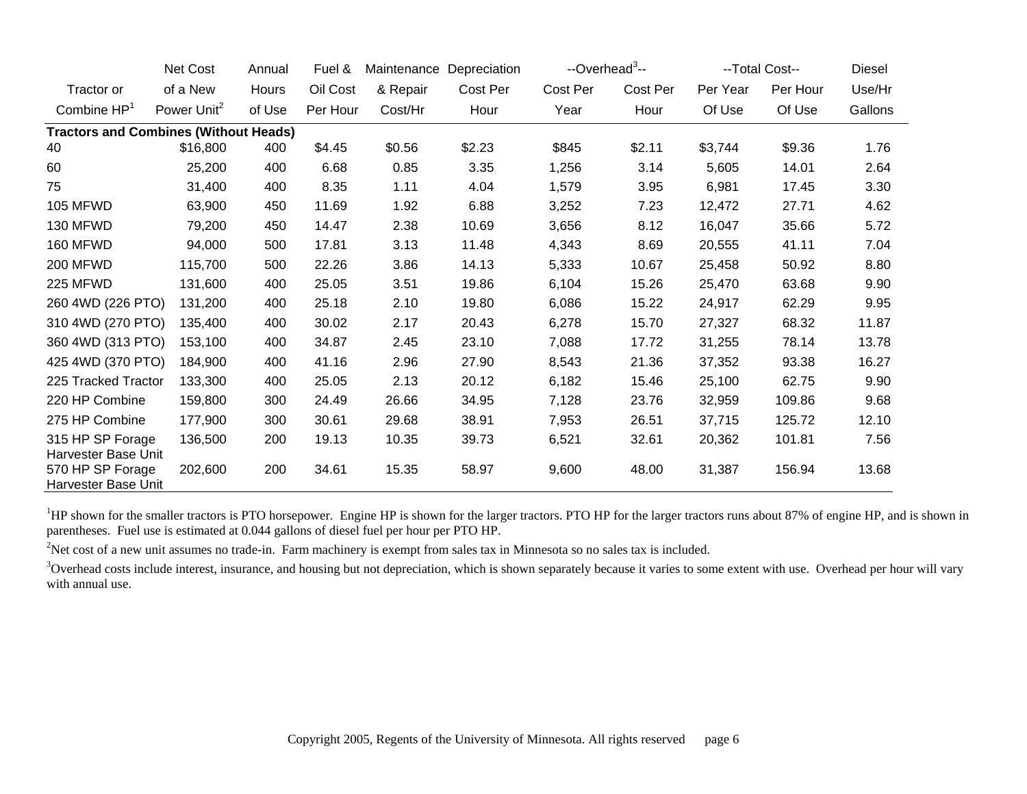| Tractor or Combine HP[1] | Net Cost of a New Power Unit[2] | Annual Hours of Use | Fuel & Oil Cost Per Hour | Maintenance & Repair Cost/Hr | Depreciation Cost Per Hour | --Overhead[3]-- Cost Per Year | Cost Per Hour | --Total Cost-- Per Year Of Use | Per Hour Of Use | Diesel Use/Hr Gallons |
|---|---|---|---|---|---|---|---|---|---|---|
| **Tractors and Combines (Without Heads)** | | | | | | | | | | |
| 40 | $16,800 | 400 | $4.45 | $0.56 | $2.23 | $845 | $2.11 | $3,744 | $9.36 | 1.76 |
| 60 | 25,200 | 400 | 6.68 | 0.85 | 3.35 | 1,256 | 3.14 | 5,605 | 14.01 | 2.64 |
| 75 | 31,400 | 400 | 8.35 | 1.11 | 4.04 | 1,579 | 3.95 | 6,981 | 17.45 | 3.30 |
| 105 MFWD | 63,900 | 450 | 11.69 | 1.92 | 6.88 | 3,252 | 7.23 | 12,472 | 27.71 | 4.62 |
| 130 MFWD | 79,200 | 450 | 14.47 | 2.38 | 10.69 | 3,656 | 8.12 | 16,047 | 35.66 | 5.72 |
| 160 MFWD | 94,000 | 500 | 17.81 | 3.13 | 11.48 | 4,343 | 8.69 | 20,555 | 41.11 | 7.04 |
| 200 MFWD | 115,700 | 500 | 22.26 | 3.86 | 14.13 | 5,333 | 10.67 | 25,458 | 50.92 | 8.80 |
| 225 MFWD | 131,600 | 400 | 25.05 | 3.51 | 19.86 | 6,104 | 15.26 | 25,470 | 63.68 | 9.90 |
| 260 4WD (226 PTO) | 131,200 | 400 | 25.18 | 2.10 | 19.80 | 6,086 | 15.22 | 24,917 | 62.29 | 9.95 |
| 310 4WD (270 PTO) | 135,400 | 400 | 30.02 | 2.17 | 20.43 | 6,278 | 15.70 | 27,327 | 68.32 | 11.87 |
| 360 4WD (313 PTO) | 153,100 | 400 | 34.87 | 2.45 | 23.10 | 7,088 | 17.72 | 31,255 | 78.14 | 13.78 |
| 425 4WD (370 PTO) | 184,900 | 400 | 41.16 | 2.96 | 27.90 | 8,543 | 21.36 | 37,352 | 93.38 | 16.27 |
| 225 Tracked Tractor | 133,300 | 400 | 25.05 | 2.13 | 20.12 | 6,182 | 15.46 | 25,100 | 62.75 | 9.90 |
| 220 HP Combine | 159,800 | 300 | 24.49 | 26.66 | 34.95 | 7,128 | 23.76 | 32,959 | 109.86 | 9.68 |
| 275 HP Combine | 177,900 | 300 | 30.61 | 29.68 | 38.91 | 7,953 | 26.51 | 37,715 | 125.72 | 12.10 |
| 315 HP SP Forage Harvester Base Unit | 136,500 | 200 | 19.13 | 10.35 | 39.73 | 6,521 | 32.61 | 20,362 | 101.81 | 7.56 |
| 570 HP SP Forage Harvester Base Unit | 202,600 | 200 | 34.61 | 15.35 | 58.97 | 9,600 | 48.00 | 31,387 | 156.94 | 13.68 |

[1]HP shown for the smaller tractors is PTO horsepower. Engine HP is shown for the larger tractors. PTO HP for the larger tractors runs about 87% of engine HP, and is shown in parentheses. Fuel use is estimated at 0.044 gallons of diesel fuel per hour per PTO HP.

[2]Net cost of a new unit assumes no trade-in. Farm machinery is exempt from sales tax in Minnesota so no sales tax is included.

[3]Overhead costs include interest, insurance, and housing but not depreciation, which is shown separately because it varies to some extent with use. Overhead per hour will vary with annual use.

Copyright 2005, Regents of the University of Minnesota. All rights reserved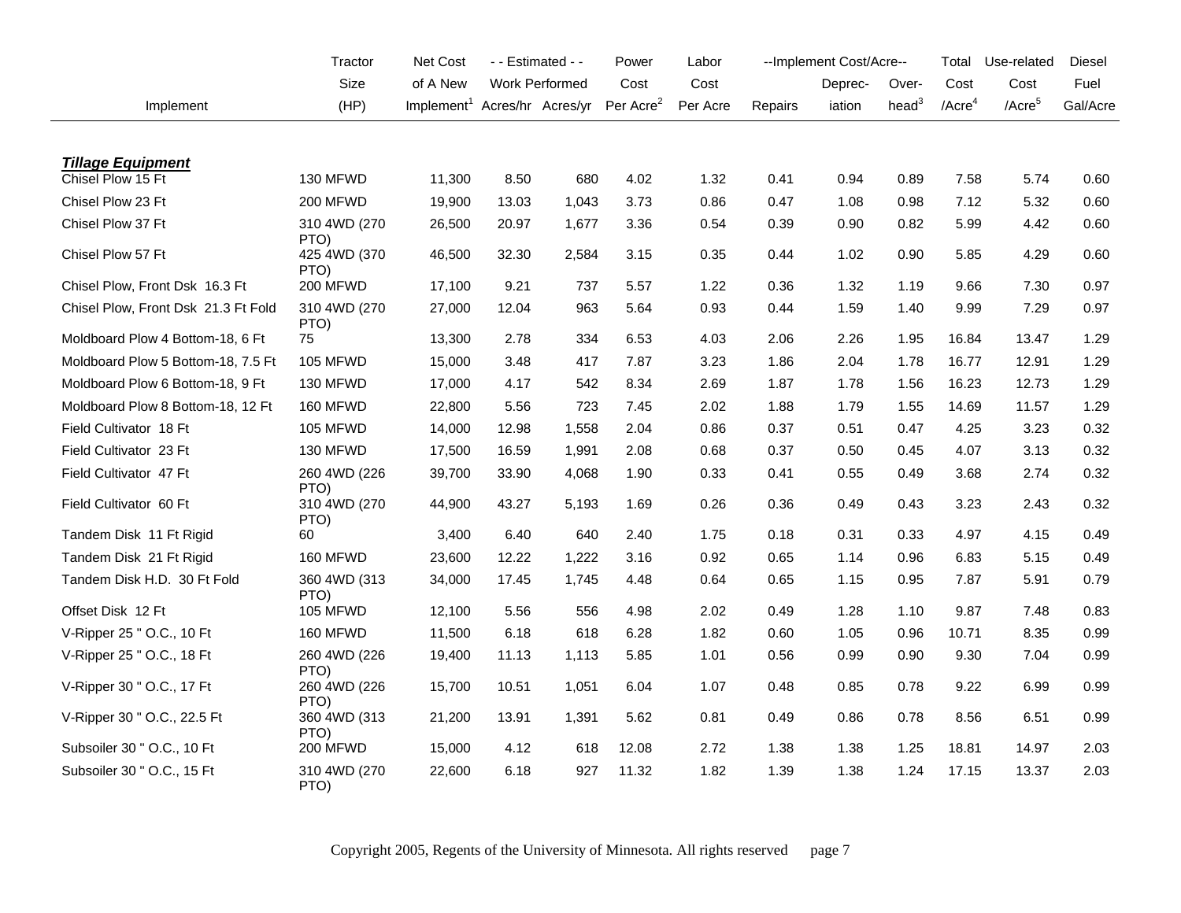| Implement | Tractor Size (HP) | Net Cost of A New Implement[1] | - - Estimated - - Work Performed Acres/hr | Acres/yr | Power Cost Per Acre[2] | Labor Cost Per Acre | --Implement Cost/Acre-- Repairs | Deprec-iation | Over-head[3] | Total Cost /Acre[4] | Use-related Cost /Acre[5] | Diesel Fuel Gal/Acre |
|---|---|---|---|---|---|---|---|---|---|---|---|---|
| ***Tillage Equipment*** | | | | | | | | | | | | |
| Chisel Plow 15 Ft | 130 MFWD | 11,300 | 8.50 | 680 | 4.02 | 1.32 | 0.41 | 0.94 | 0.89 | 7.58 | 5.74 | 0.60 |
| Chisel Plow 23 Ft | 200 MFWD | 19,900 | 13.03 | 1,043 | 3.73 | 0.86 | 0.47 | 1.08 | 0.98 | 7.12 | 5.32 | 0.60 |
| Chisel Plow 37 Ft | 310 4WD (270 PTO) | 26,500 | 20.97 | 1,677 | 3.36 | 0.54 | 0.39 | 0.90 | 0.82 | 5.99 | 4.42 | 0.60 |
| Chisel Plow 57 Ft | 425 4WD (370 PTO) | 46,500 | 32.30 | 2,584 | 3.15 | 0.35 | 0.44 | 1.02 | 0.90 | 5.85 | 4.29 | 0.60 |
| Chisel Plow, Front Dsk 16.3 Ft | 200 MFWD | 17,100 | 9.21 | 737 | 5.57 | 1.22 | 0.36 | 1.32 | 1.19 | 9.66 | 7.30 | 0.97 |
| Chisel Plow, Front Dsk 21.3 Ft Fold | 310 4WD (270 PTO) | 27,000 | 12.04 | 963 | 5.64 | 0.93 | 0.44 | 1.59 | 1.40 | 9.99 | 7.29 | 0.97 |
| Moldboard Plow 4 Bottom-18, 6 Ft | 75 | 13,300 | 2.78 | 334 | 6.53 | 4.03 | 2.06 | 2.26 | 1.95 | 16.84 | 13.47 | 1.29 |
| Moldboard Plow 5 Bottom-18, 7.5 Ft | 105 MFWD | 15,000 | 3.48 | 417 | 7.87 | 3.23 | 1.86 | 2.04 | 1.78 | 16.77 | 12.91 | 1.29 |
| Moldboard Plow 6 Bottom-18, 9 Ft | 130 MFWD | 17,000 | 4.17 | 542 | 8.34 | 2.69 | 1.87 | 1.78 | 1.56 | 16.23 | 12.73 | 1.29 |
| Moldboard Plow 8 Bottom-18, 12 Ft | 160 MFWD | 22,800 | 5.56 | 723 | 7.45 | 2.02 | 1.88 | 1.79 | 1.55 | 14.69 | 11.57 | 1.29 |
| Field Cultivator 18 Ft | 105 MFWD | 14,000 | 12.98 | 1,558 | 2.04 | 0.86 | 0.37 | 0.51 | 0.47 | 4.25 | 3.23 | 0.32 |
| Field Cultivator 23 Ft | 130 MFWD | 17,500 | 16.59 | 1,991 | 2.08 | 0.68 | 0.37 | 0.50 | 0.45 | 4.07 | 3.13 | 0.32 |
| Field Cultivator 47 Ft | 260 4WD (226 PTO) | 39,700 | 33.90 | 4,068 | 1.90 | 0.33 | 0.41 | 0.55 | 0.49 | 3.68 | 2.74 | 0.32 |
| Field Cultivator 60 Ft | 310 4WD (270 PTO) | 44,900 | 43.27 | 5,193 | 1.69 | 0.26 | 0.36 | 0.49 | 0.43 | 3.23 | 2.43 | 0.32 |
| Tandem Disk 11 Ft Rigid | 60 | 3,400 | 6.40 | 640 | 2.40 | 1.75 | 0.18 | 0.31 | 0.33 | 4.97 | 4.15 | 0.49 |
| Tandem Disk 21 Ft Rigid | 160 MFWD | 23,600 | 12.22 | 1,222 | 3.16 | 0.92 | 0.65 | 1.14 | 0.96 | 6.83 | 5.15 | 0.49 |
| Tandem Disk H.D. 30 Ft Fold | 360 4WD (313 PTO) | 34,000 | 17.45 | 1,745 | 4.48 | 0.64 | 0.65 | 1.15 | 0.95 | 7.87 | 5.91 | 0.79 |
| Offset Disk 12 Ft | 105 MFWD | 12,100 | 5.56 | 556 | 4.98 | 2.02 | 0.49 | 1.28 | 1.10 | 9.87 | 7.48 | 0.83 |
| V-Ripper 25 " O.C., 10 Ft | 160 MFWD | 11,500 | 6.18 | 618 | 6.28 | 1.82 | 0.60 | 1.05 | 0.96 | 10.71 | 8.35 | 0.99 |
| V-Ripper 25 " O.C., 18 Ft | 260 4WD (226 PTO) | 19,400 | 11.13 | 1,113 | 5.85 | 1.01 | 0.56 | 0.99 | 0.90 | 9.30 | 7.04 | 0.99 |
| V-Ripper 30 " O.C., 17 Ft | 260 4WD (226 PTO) | 15,700 | 10.51 | 1,051 | 6.04 | 1.07 | 0.48 | 0.85 | 0.78 | 9.22 | 6.99 | 0.99 |
| V-Ripper 30 " O.C., 22.5 Ft | 360 4WD (313 PTO) | 21,200 | 13.91 | 1,391 | 5.62 | 0.81 | 0.49 | 0.86 | 0.78 | 8.56 | 6.51 | 0.99 |
| Subsoiler 30 " O.C., 10 Ft | 200 MFWD | 15,000 | 4.12 | 618 | 12.08 | 2.72 | 1.38 | 1.38 | 1.25 | 18.81 | 14.97 | 2.03 |
| Subsoiler 30 " O.C., 15 Ft | 310 4WD (270 PTO) | 22,600 | 6.18 | 927 | 11.32 | 1.82 | 1.39 | 1.38 | 1.24 | 17.15 | 13.37 | 2.03 |

Copyright 2005, Regents of the University of Minnesota. All rights reserved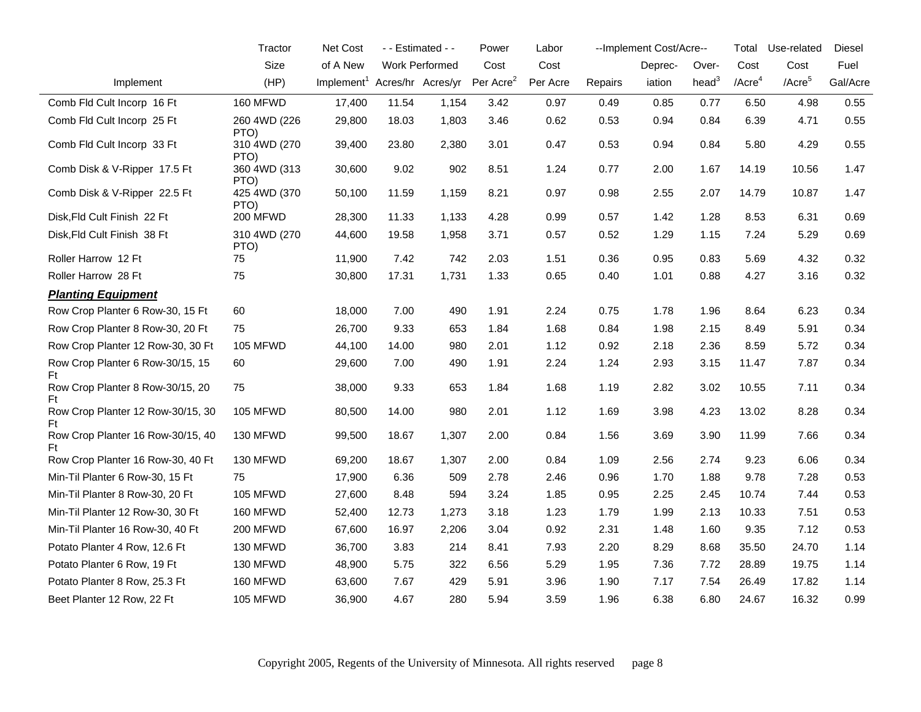| Implement | Tractor Size (HP) | Net Cost of A New Implement[1] | - - Estimated - - Work Performed Acres/hr | Acres/yr | Power Cost Per Acre[2] | Labor Cost Per Acre | --Implement Cost/Acre-- Repairs | Depreciation | Overhead[3] | Total Cost /Acre[4] | Use-related Cost /Acre[5] | Diesel Fuel Gal/Acre |
|---|---|---|---|---|---|---|---|---|---|---|---|---|
| Comb Fld Cult Incorp 16 Ft | 160 MFWD | 17,400 | 11.54 | 1,154 | 3.42 | 0.97 | 0.49 | 0.85 | 0.77 | 6.50 | 4.98 | 0.55 |
| Comb Fld Cult Incorp 25 Ft | 260 4WD (226 PTO) | 29,800 | 18.03 | 1,803 | 3.46 | 0.62 | 0.53 | 0.94 | 0.84 | 6.39 | 4.71 | 0.55 |
| Comb Fld Cult Incorp 33 Ft | 310 4WD (270 PTO) | 39,400 | 23.80 | 2,380 | 3.01 | 0.47 | 0.53 | 0.94 | 0.84 | 5.80 | 4.29 | 0.55 |
| Comb Disk & V-Ripper 17.5 Ft | 360 4WD (313 PTO) | 30,600 | 9.02 | 902 | 8.51 | 1.24 | 0.77 | 2.00 | 1.67 | 14.19 | 10.56 | 1.47 |
| Comb Disk & V-Ripper 22.5 Ft | 425 4WD (370 PTO) | 50,100 | 11.59 | 1,159 | 8.21 | 0.97 | 0.98 | 2.55 | 2.07 | 14.79 | 10.87 | 1.47 |
| Disk,Fld Cult Finish 22 Ft | 200 MFWD | 28,300 | 11.33 | 1,133 | 4.28 | 0.99 | 0.57 | 1.42 | 1.28 | 8.53 | 6.31 | 0.69 |
| Disk,Fld Cult Finish 38 Ft | 310 4WD (270 PTO) | 44,600 | 19.58 | 1,958 | 3.71 | 0.57 | 0.52 | 1.29 | 1.15 | 7.24 | 5.29 | 0.69 |
| Roller Harrow 12 Ft | 75 | 11,900 | 7.42 | 742 | 2.03 | 1.51 | 0.36 | 0.95 | 0.83 | 5.69 | 4.32 | 0.32 |
| Roller Harrow 28 Ft | 75 | 30,800 | 17.31 | 1,731 | 1.33 | 0.65 | 0.40 | 1.01 | 0.88 | 4.27 | 3.16 | 0.32 |
| ***Planting Equipment*** | | | | | | | | | | | | |
| Row Crop Planter 6 Row-30, 15 Ft | 60 | 18,000 | 7.00 | 490 | 1.91 | 2.24 | 0.75 | 1.78 | 1.96 | 8.64 | 6.23 | 0.34 |
| Row Crop Planter 8 Row-30, 20 Ft | 75 | 26,700 | 9.33 | 653 | 1.84 | 1.68 | 0.84 | 1.98 | 2.15 | 8.49 | 5.91 | 0.34 |
| Row Crop Planter 12 Row-30, 30 Ft | 105 MFWD | 44,100 | 14.00 | 980 | 2.01 | 1.12 | 0.92 | 2.18 | 2.36 | 8.59 | 5.72 | 0.34 |
| Row Crop Planter 6 Row-30/15, 15 Ft | 60 | 29,600 | 7.00 | 490 | 1.91 | 2.24 | 1.24 | 2.93 | 3.15 | 11.47 | 7.87 | 0.34 |
| Row Crop Planter 8 Row-30/15, 20 Ft | 75 | 38,000 | 9.33 | 653 | 1.84 | 1.68 | 1.19 | 2.82 | 3.02 | 10.55 | 7.11 | 0.34 |
| Row Crop Planter 12 Row-30/15, 30 Ft | 105 MFWD | 80,500 | 14.00 | 980 | 2.01 | 1.12 | 1.69 | 3.98 | 4.23 | 13.02 | 8.28 | 0.34 |
| Row Crop Planter 16 Row-30/15, 40 Ft | 130 MFWD | 99,500 | 18.67 | 1,307 | 2.00 | 0.84 | 1.56 | 3.69 | 3.90 | 11.99 | 7.66 | 0.34 |
| Row Crop Planter 16 Row-30, 40 Ft | 130 MFWD | 69,200 | 18.67 | 1,307 | 2.00 | 0.84 | 1.09 | 2.56 | 2.74 | 9.23 | 6.06 | 0.34 |
| Min-Til Planter 6 Row-30, 15 Ft | 75 | 17,900 | 6.36 | 509 | 2.78 | 2.46 | 0.96 | 1.70 | 1.88 | 9.78 | 7.28 | 0.53 |
| Min-Til Planter 8 Row-30, 20 Ft | 105 MFWD | 27,600 | 8.48 | 594 | 3.24 | 1.85 | 0.95 | 2.25 | 2.45 | 10.74 | 7.44 | 0.53 |
| Min-Til Planter 12 Row-30, 30 Ft | 160 MFWD | 52,400 | 12.73 | 1,273 | 3.18 | 1.23 | 1.79 | 1.99 | 2.13 | 10.33 | 7.51 | 0.53 |
| Min-Til Planter 16 Row-30, 40 Ft | 200 MFWD | 67,600 | 16.97 | 2,206 | 3.04 | 0.92 | 2.31 | 1.48 | 1.60 | 9.35 | 7.12 | 0.53 |
| Potato Planter 4 Row, 12.6 Ft | 130 MFWD | 36,700 | 3.83 | 214 | 8.41 | 7.93 | 2.20 | 8.29 | 8.68 | 35.50 | 24.70 | 1.14 |
| Potato Planter 6 Row, 19 Ft | 130 MFWD | 48,900 | 5.75 | 322 | 6.56 | 5.29 | 1.95 | 7.36 | 7.72 | 28.89 | 19.75 | 1.14 |
| Potato Planter 8 Row, 25.3 Ft | 160 MFWD | 63,600 | 7.67 | 429 | 5.91 | 3.96 | 1.90 | 7.17 | 7.54 | 26.49 | 17.82 | 1.14 |
| Beet Planter 12 Row, 22 Ft | 105 MFWD | 36,900 | 4.67 | 280 | 5.94 | 3.59 | 1.96 | 6.38 | 6.80 | 24.67 | 16.32 | 0.99 |

Copyright 2005, Regents of the University of Minnesota. All rights reserved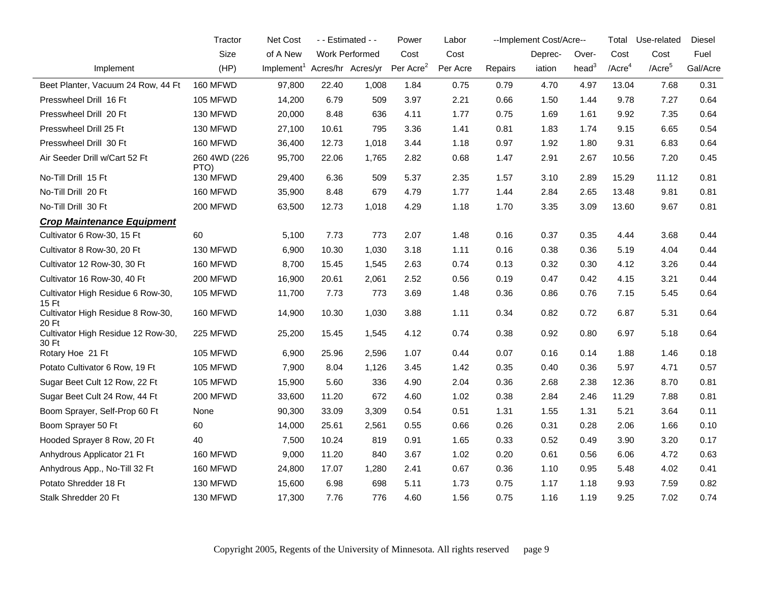| Implement | Tractor Size (HP) | Net Cost of A New Implement[1] | - - Estimated - - Work Performed Acres/hr | Acres/yr | Power Cost Per Acre[2] | Labor Cost Per Acre | --Implement Cost/Acre-- Repairs | Depreciation | Overhead[3] | Total Cost /Acre[4] | Use-related Cost /Acre[5] | Diesel Fuel Gal/Acre |
|---|---|---|---|---|---|---|---|---|---|---|---|---|
| Beet Planter, Vacuum 24 Row, 44 Ft | 160 MFWD | 97,800 | 22.40 | 1,008 | 1.84 | 0.75 | 0.79 | 4.70 | 4.97 | 13.04 | 7.68 | 0.31 |
| Presswheel Drill 16 Ft | 105 MFWD | 14,200 | 6.79 | 509 | 3.97 | 2.21 | 0.66 | 1.50 | 1.44 | 9.78 | 7.27 | 0.64 |
| Presswheel Drill 20 Ft | 130 MFWD | 20,000 | 8.48 | 636 | 4.11 | 1.77 | 0.75 | 1.69 | 1.61 | 9.92 | 7.35 | 0.64 |
| Presswheel Drill 25 Ft | 130 MFWD | 27,100 | 10.61 | 795 | 3.36 | 1.41 | 0.81 | 1.83 | 1.74 | 9.15 | 6.65 | 0.54 |
| Presswheel Drill 30 Ft | 160 MFWD | 36,400 | 12.73 | 1,018 | 3.44 | 1.18 | 0.97 | 1.92 | 1.80 | 9.31 | 6.83 | 0.64 |
| Air Seeder Drill w/Cart 52 Ft | 260 4WD (226 PTO) | 95,700 | 22.06 | 1,765 | 2.82 | 0.68 | 1.47 | 2.91 | 2.67 | 10.56 | 7.20 | 0.45 |
| No-Till Drill 15 Ft | 130 MFWD | 29,400 | 6.36 | 509 | 5.37 | 2.35 | 1.57 | 3.10 | 2.89 | 15.29 | 11.12 | 0.81 |
| No-Till Drill 20 Ft | 160 MFWD | 35,900 | 8.48 | 679 | 4.79 | 1.77 | 1.44 | 2.84 | 2.65 | 13.48 | 9.81 | 0.81 |
| No-Till Drill 30 Ft | 200 MFWD | 63,500 | 12.73 | 1,018 | 4.29 | 1.18 | 1.70 | 3.35 | 3.09 | 13.60 | 9.67 | 0.81 |
| ***Crop Maintenance Equipment*** | | | | | | | | | | | | |
| Cultivator 6 Row-30, 15 Ft | 60 | 5,100 | 7.73 | 773 | 2.07 | 1.48 | 0.16 | 0.37 | 0.35 | 4.44 | 3.68 | 0.44 |
| Cultivator 8 Row-30, 20 Ft | 130 MFWD | 6,900 | 10.30 | 1,030 | 3.18 | 1.11 | 0.16 | 0.38 | 0.36 | 5.19 | 4.04 | 0.44 |
| Cultivator 12 Row-30, 30 Ft | 160 MFWD | 8,700 | 15.45 | 1,545 | 2.63 | 0.74 | 0.13 | 0.32 | 0.30 | 4.12 | 3.26 | 0.44 |
| Cultivator 16 Row-30, 40 Ft | 200 MFWD | 16,900 | 20.61 | 2,061 | 2.52 | 0.56 | 0.19 | 0.47 | 0.42 | 4.15 | 3.21 | 0.44 |
| Cultivator High Residue 6 Row-30, 15 Ft | 105 MFWD | 11,700 | 7.73 | 773 | 3.69 | 1.48 | 0.36 | 0.86 | 0.76 | 7.15 | 5.45 | 0.64 |
| Cultivator High Residue 8 Row-30, 20 Ft | 160 MFWD | 14,900 | 10.30 | 1,030 | 3.88 | 1.11 | 0.34 | 0.82 | 0.72 | 6.87 | 5.31 | 0.64 |
| Cultivator High Residue 12 Row-30, 30 Ft | 225 MFWD | 25,200 | 15.45 | 1,545 | 4.12 | 0.74 | 0.38 | 0.92 | 0.80 | 6.97 | 5.18 | 0.64 |
| Rotary Hoe 21 Ft | 105 MFWD | 6,900 | 25.96 | 2,596 | 1.07 | 0.44 | 0.07 | 0.16 | 0.14 | 1.88 | 1.46 | 0.18 |
| Potato Cultivator 6 Row, 19 Ft | 105 MFWD | 7,900 | 8.04 | 1,126 | 3.45 | 1.42 | 0.35 | 0.40 | 0.36 | 5.97 | 4.71 | 0.57 |
| Sugar Beet Cult 12 Row, 22 Ft | 105 MFWD | 15,900 | 5.60 | 336 | 4.90 | 2.04 | 0.36 | 2.68 | 2.38 | 12.36 | 8.70 | 0.81 |
| Sugar Beet Cult 24 Row, 44 Ft | 200 MFWD | 33,600 | 11.20 | 672 | 4.60 | 1.02 | 0.38 | 2.84 | 2.46 | 11.29 | 7.88 | 0.81 |
| Boom Sprayer, Self-Prop 60 Ft | None | 90,300 | 33.09 | 3,309 | 0.54 | 0.51 | 1.31 | 1.55 | 1.31 | 5.21 | 3.64 | 0.11 |
| Boom Sprayer 50 Ft | 60 | 14,000 | 25.61 | 2,561 | 0.55 | 0.66 | 0.26 | 0.31 | 0.28 | 2.06 | 1.66 | 0.10 |
| Hooded Sprayer 8 Row, 20 Ft | 40 | 7,500 | 10.24 | 819 | 0.91 | 1.65 | 0.33 | 0.52 | 0.49 | 3.90 | 3.20 | 0.17 |
| Anhydrous Applicator 21 Ft | 160 MFWD | 9,000 | 11.20 | 840 | 3.67 | 1.02 | 0.20 | 0.61 | 0.56 | 6.06 | 4.72 | 0.63 |
| Anhydrous App., No-Till 32 Ft | 160 MFWD | 24,800 | 17.07 | 1,280 | 2.41 | 0.67 | 0.36 | 1.10 | 0.95 | 5.48 | 4.02 | 0.41 |
| Potato Shredder 18 Ft | 130 MFWD | 15,600 | 6.98 | 698 | 5.11 | 1.73 | 0.75 | 1.17 | 1.18 | 9.93 | 7.59 | 0.82 |
| Stalk Shredder 20 Ft | 130 MFWD | 17,300 | 7.76 | 776 | 4.60 | 1.56 | 0.75 | 1.16 | 1.19 | 9.25 | 7.02 | 0.74 |

Copyright 2005, Regents of the University of Minnesota. All rights reserved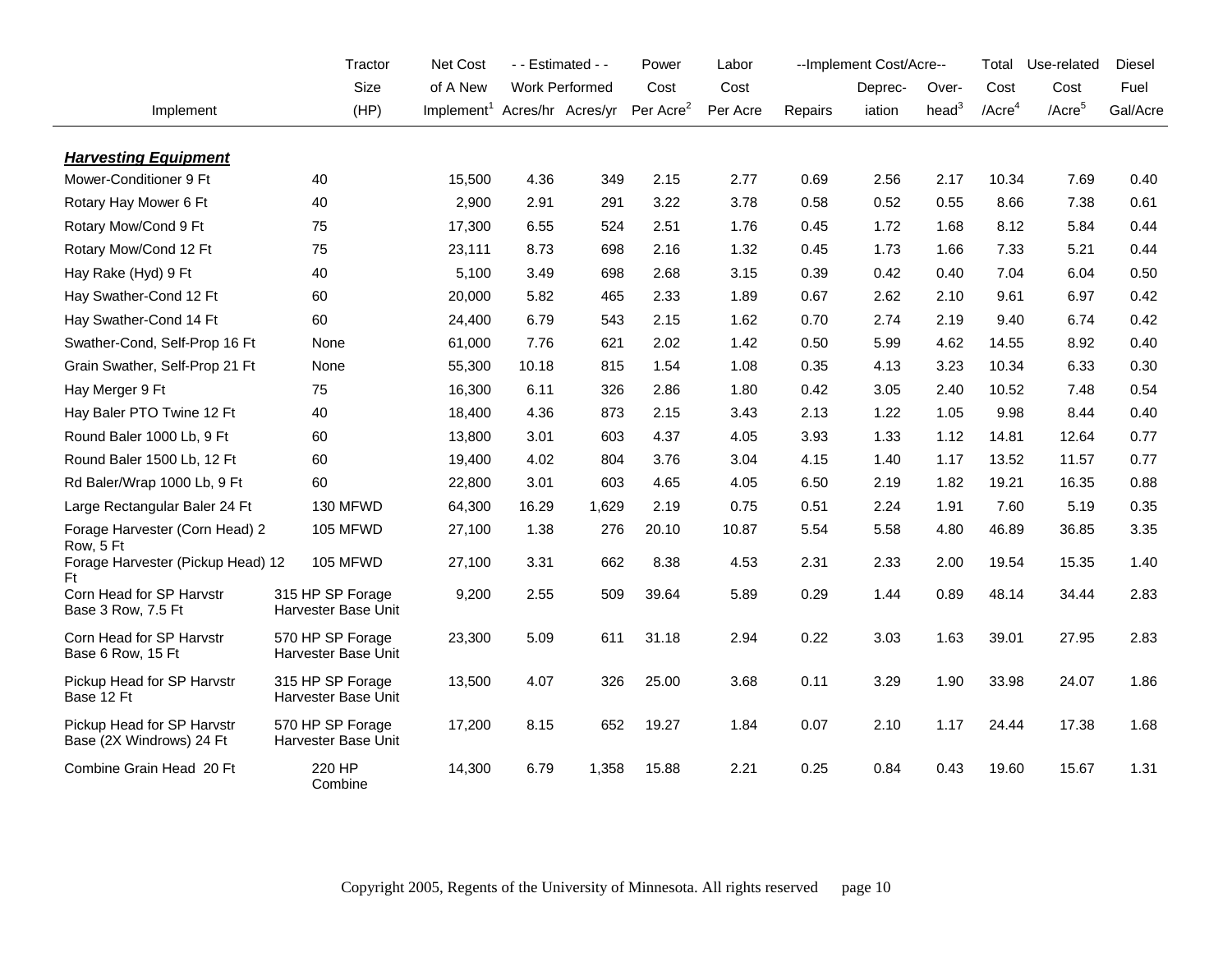| Implement | Tractor Size (HP) | Net Cost of A New Implement[1] | - - Estimated - - Work Performed Acres/hr | Acres/yr | Power Cost Per Acre[2] | Labor Cost Per Acre | --Implement Cost/Acre-- Repairs | Deprec-iation | Over-head[3] | Total Cost /Acre[4] | Use-related Cost /Acre[5] | Diesel Fuel Gal/Acre |
|---|---|---|---|---|---|---|---|---|---|---|---|---|
| ***Harvesting Equipment*** | | | | | | | | | | | | |
| Mower-Conditioner 9 Ft | 40 | 15,500 | 4.36 | 349 | 2.15 | 2.77 | 0.69 | 2.56 | 2.17 | 10.34 | 7.69 | 0.40 |
| Rotary Hay Mower 6 Ft | 40 | 2,900 | 2.91 | 291 | 3.22 | 3.78 | 0.58 | 0.52 | 0.55 | 8.66 | 7.38 | 0.61 |
| Rotary Mow/Cond 9 Ft | 75 | 17,300 | 6.55 | 524 | 2.51 | 1.76 | 0.45 | 1.72 | 1.68 | 8.12 | 5.84 | 0.44 |
| Rotary Mow/Cond 12 Ft | 75 | 23,111 | 8.73 | 698 | 2.16 | 1.32 | 0.45 | 1.73 | 1.66 | 7.33 | 5.21 | 0.44 |
| Hay Rake (Hyd) 9 Ft | 40 | 5,100 | 3.49 | 698 | 2.68 | 3.15 | 0.39 | 0.42 | 0.40 | 7.04 | 6.04 | 0.50 |
| Hay Swather-Cond 12 Ft | 60 | 20,000 | 5.82 | 465 | 2.33 | 1.89 | 0.67 | 2.62 | 2.10 | 9.61 | 6.97 | 0.42 |
| Hay Swather-Cond 14 Ft | 60 | 24,400 | 6.79 | 543 | 2.15 | 1.62 | 0.70 | 2.74 | 2.19 | 9.40 | 6.74 | 0.42 |
| Swather-Cond, Self-Prop 16 Ft | None | 61,000 | 7.76 | 621 | 2.02 | 1.42 | 0.50 | 5.99 | 4.62 | 14.55 | 8.92 | 0.40 |
| Grain Swather, Self-Prop 21 Ft | None | 55,300 | 10.18 | 815 | 1.54 | 1.08 | 0.35 | 4.13 | 3.23 | 10.34 | 6.33 | 0.30 |
| Hay Merger 9 Ft | 75 | 16,300 | 6.11 | 326 | 2.86 | 1.80 | 0.42 | 3.05 | 2.40 | 10.52 | 7.48 | 0.54 |
| Hay Baler PTO Twine 12 Ft | 40 | 18,400 | 4.36 | 873 | 2.15 | 3.43 | 2.13 | 1.22 | 1.05 | 9.98 | 8.44 | 0.40 |
| Round Baler 1000 Lb, 9 Ft | 60 | 13,800 | 3.01 | 603 | 4.37 | 4.05 | 3.93 | 1.33 | 1.12 | 14.81 | 12.64 | 0.77 |
| Round Baler 1500 Lb, 12 Ft | 60 | 19,400 | 4.02 | 804 | 3.76 | 3.04 | 4.15 | 1.40 | 1.17 | 13.52 | 11.57 | 0.77 |
| Rd Baler/Wrap 1000 Lb, 9 Ft | 60 | 22,800 | 3.01 | 603 | 4.65 | 4.05 | 6.50 | 2.19 | 1.82 | 19.21 | 16.35 | 0.88 |
| Large Rectangular Baler 24 Ft | 130 MFWD | 64,300 | 16.29 | 1,629 | 2.19 | 0.75 | 0.51 | 2.24 | 1.91 | 7.60 | 5.19 | 0.35 |
| Forage Harvester (Corn Head) 2 Row, 5 Ft | 105 MFWD | 27,100 | 1.38 | 276 | 20.10 | 10.87 | 5.54 | 5.58 | 4.80 | 46.89 | 36.85 | 3.35 |
| Forage Harvester (Pickup Head) 12 Ft | 105 MFWD | 27,100 | 3.31 | 662 | 8.38 | 4.53 | 2.31 | 2.33 | 2.00 | 19.54 | 15.35 | 1.40 |
| Corn Head for SP Harvstr Base 3 Row, 7.5 Ft | 315 HP SP Forage Harvester Base Unit | 9,200 | 2.55 | 509 | 39.64 | 5.89 | 0.29 | 1.44 | 0.89 | 48.14 | 34.44 | 2.83 |
| Corn Head for SP Harvstr Base 6 Row, 15 Ft | 570 HP SP Forage Harvester Base Unit | 23,300 | 5.09 | 611 | 31.18 | 2.94 | 0.22 | 3.03 | 1.63 | 39.01 | 27.95 | 2.83 |
| Pickup Head for SP Harvstr Base 12 Ft | 315 HP SP Forage Harvester Base Unit | 13,500 | 4.07 | 326 | 25.00 | 3.68 | 0.11 | 3.29 | 1.90 | 33.98 | 24.07 | 1.86 |
| Pickup Head for SP Harvstr Base (2X Windrows) 24 Ft | 570 HP SP Forage Harvester Base Unit | 17,200 | 8.15 | 652 | 19.27 | 1.84 | 0.07 | 2.10 | 1.17 | 24.44 | 17.38 | 1.68 |
| Combine Grain Head 20 Ft | 220 HP Combine | 14,300 | 6.79 | 1,358 | 15.88 | 2.21 | 0.25 | 0.84 | 0.43 | 19.60 | 15.67 | 1.31 |

Copyright 2005, Regents of the University of Minnesota. All rights reserved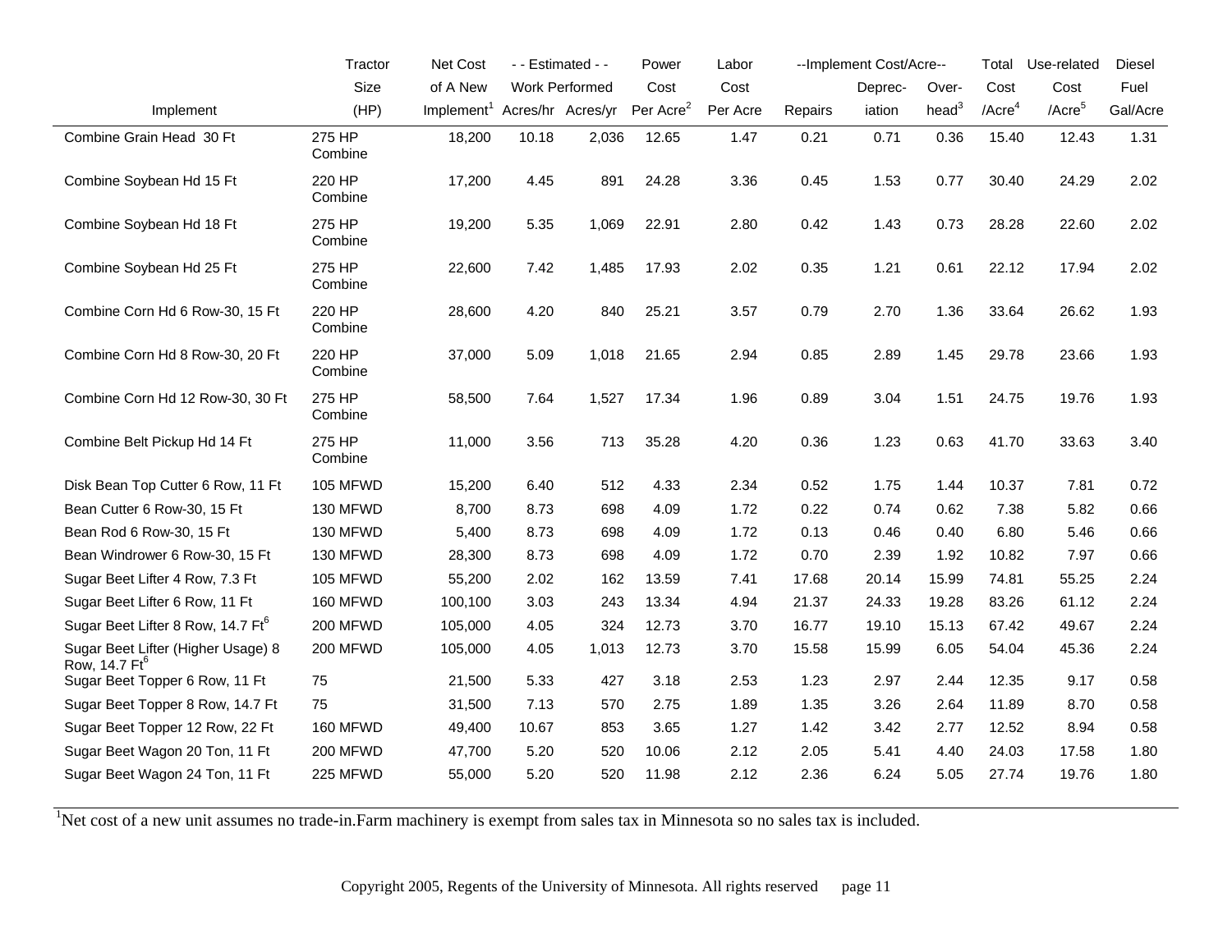| Implement | Tractor Size (HP) | Net Cost of A New Implement[1] | - - Estimated - - Work Performed Acres/hr | Acres/yr | Power Cost Per Acre[2] | Labor Cost Per Acre | --Implement Cost/Acre-- Repairs | Deprec-iation | Over-head[3] | Total Cost /Acre[4] | Use-related Cost /Acre[5] | Diesel Fuel Gal/Acre |
|---|---|---|---|---|---|---|---|---|---|---|---|---|
| Combine Grain Head 30 Ft | 275 HP Combine | 18,200 | 10.18 | 2,036 | 12.65 | 1.47 | 0.21 | 0.71 | 0.36 | 15.40 | 12.43 | 1.31 |
| Combine Soybean Hd 15 Ft | 220 HP Combine | 17,200 | 4.45 | 891 | 24.28 | 3.36 | 0.45 | 1.53 | 0.77 | 30.40 | 24.29 | 2.02 |
| Combine Soybean Hd 18 Ft | 275 HP Combine | 19,200 | 5.35 | 1,069 | 22.91 | 2.80 | 0.42 | 1.43 | 0.73 | 28.28 | 22.60 | 2.02 |
| Combine Soybean Hd 25 Ft | 275 HP Combine | 22,600 | 7.42 | 1,485 | 17.93 | 2.02 | 0.35 | 1.21 | 0.61 | 22.12 | 17.94 | 2.02 |
| Combine Corn Hd 6 Row-30, 15 Ft | 220 HP Combine | 28,600 | 4.20 | 840 | 25.21 | 3.57 | 0.79 | 2.70 | 1.36 | 33.64 | 26.62 | 1.93 |
| Combine Corn Hd 8 Row-30, 20 Ft | 220 HP Combine | 37,000 | 5.09 | 1,018 | 21.65 | 2.94 | 0.85 | 2.89 | 1.45 | 29.78 | 23.66 | 1.93 |
| Combine Corn Hd 12 Row-30, 30 Ft | 275 HP Combine | 58,500 | 7.64 | 1,527 | 17.34 | 1.96 | 0.89 | 3.04 | 1.51 | 24.75 | 19.76 | 1.93 |
| Combine Belt Pickup Hd 14 Ft | 275 HP Combine | 11,000 | 3.56 | 713 | 35.28 | 4.20 | 0.36 | 1.23 | 0.63 | 41.70 | 33.63 | 3.40 |
| Disk Bean Top Cutter 6 Row, 11 Ft | 105 MFWD | 15,200 | 6.40 | 512 | 4.33 | 2.34 | 0.52 | 1.75 | 1.44 | 10.37 | 7.81 | 0.72 |
| Bean Cutter 6 Row-30, 15 Ft | 130 MFWD | 8,700 | 8.73 | 698 | 4.09 | 1.72 | 0.22 | 0.74 | 0.62 | 7.38 | 5.82 | 0.66 |
| Bean Rod 6 Row-30, 15 Ft | 130 MFWD | 5,400 | 8.73 | 698 | 4.09 | 1.72 | 0.13 | 0.46 | 0.40 | 6.80 | 5.46 | 0.66 |
| Bean Windrower 6 Row-30, 15 Ft | 130 MFWD | 28,300 | 8.73 | 698 | 4.09 | 1.72 | 0.70 | 2.39 | 1.92 | 10.82 | 7.97 | 0.66 |
| Sugar Beet Lifter 4 Row, 7.3 Ft | 105 MFWD | 55,200 | 2.02 | 162 | 13.59 | 7.41 | 17.68 | 20.14 | 15.99 | 74.81 | 55.25 | 2.24 |
| Sugar Beet Lifter 6 Row, 11 Ft | 160 MFWD | 100,100 | 3.03 | 243 | 13.34 | 4.94 | 21.37 | 24.33 | 19.28 | 83.26 | 61.12 | 2.24 |
| Sugar Beet Lifter 8 Row, 14.7 Ft[6] | 200 MFWD | 105,000 | 4.05 | 324 | 12.73 | 3.70 | 16.77 | 19.10 | 15.13 | 67.42 | 49.67 | 2.24 |
| Sugar Beet Lifter (Higher Usage) 8 Row, 14.7 Ft[6] | 200 MFWD | 105,000 | 4.05 | 1,013 | 12.73 | 3.70 | 15.58 | 15.99 | 6.05 | 54.04 | 45.36 | 2.24 |
| Sugar Beet Topper 6 Row, 11 Ft | 75 | 21,500 | 5.33 | 427 | 3.18 | 2.53 | 1.23 | 2.97 | 2.44 | 12.35 | 9.17 | 0.58 |
| Sugar Beet Topper 8 Row, 14.7 Ft | 75 | 31,500 | 7.13 | 570 | 2.75 | 1.89 | 1.35 | 3.26 | 2.64 | 11.89 | 8.70 | 0.58 |
| Sugar Beet Topper 12 Row, 22 Ft | 160 MFWD | 49,400 | 10.67 | 853 | 3.65 | 1.27 | 1.42 | 3.42 | 2.77 | 12.52 | 8.94 | 0.58 |
| Sugar Beet Wagon 20 Ton, 11 Ft | 200 MFWD | 47,700 | 5.20 | 520 | 10.06 | 2.12 | 2.05 | 5.41 | 4.40 | 24.03 | 17.58 | 1.80 |
| Sugar Beet Wagon 24 Ton, 11 Ft | 225 MFWD | 55,000 | 5.20 | 520 | 11.98 | 2.12 | 2.36 | 6.24 | 5.05 | 27.74 | 19.76 | 1.80 |

[1]Net cost of a new unit assumes no trade-in.Farm machinery is exempt from sales tax in Minnesota so no sales tax is included.

Copyright 2005, Regents of the University of Minnesota. All rights reserved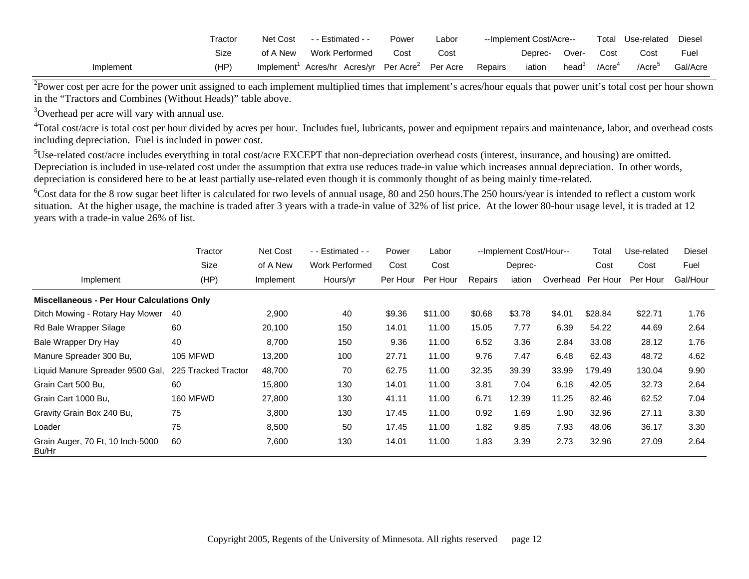| Implement | Tractor Size (HP) | Net Cost of A New Implement[1] | - - Estimated - - Work Performed Acres/hr | Acres/yr | Power Cost Per Acre[2] | Labor Cost Per Acre | --Implement Cost/Acre-- Repairs | Deprec-iation | Over-head[3] | Total Cost /Acre[4] | Use-related Cost /Acre[5] | Diesel Fuel Gal/Acre |
|---|---|---|---|---|---|---|---|---|---|---|---|---|

[2]Power cost per acre for the power unit assigned to each implement multiplied times that implement's acres/hour equals that power unit's total cost per hour shown in the "Tractors and Combines (Without Heads)" table above.

[3]Overhead per acre will vary with annual use.

[4]Total cost/acre is total cost per hour divided by acres per hour. Includes fuel, lubricants, power and equipment repairs and maintenance, labor, and overhead costs including depreciation. Fuel is included in power cost.

[5]Use-related cost/acre includes everything in total cost/acre EXCEPT that non-depreciation overhead costs (interest, insurance, and housing) are omitted. Depreciation is included in use-related cost under the assumption that extra use reduces trade-in value which increases annual depreciation. In other words, depreciation is considered here to be at least partially use-related even though it is commonly thought of as being mainly time-related.

[6]Cost data for the 8 row sugar beet lifter is calculated for two levels of annual usage, 80 and 250 hours.The 250 hours/year is intended to reflect a custom work situation. At the higher usage, the machine is traded after 3 years with a trade-in value of 32% of list price. At the lower 80-hour usage level, it is traded at 12 years with a trade-in value 26% of list.

| Implement | Tractor Size (HP) | Net Cost of A New Implement | - - Estimated - - Work Performed Hours/yr | Power Cost Per Hour | Labor Cost Per Hour | --Implement Cost/Hour-- Repairs | Deprec-iation | Overhead | Total Cost Per Hour | Use-related Cost Per Hour | Diesel Fuel Gal/Hour |
|---|---|---|---|---|---|---|---|---|---|---|---|
| **Miscellaneous - Per Hour Calculations Only** | | | | | | | | | | | |
| Ditch Mowing - Rotary Hay Mower | 40 | 2,900 | 40 | $9.36 | $11.00 | $0.68 | $3.78 | $4.01 | $28.84 | $22.71 | 1.76 |
| Rd Bale Wrapper Silage | 60 | 20,100 | 150 | 14.01 | 11.00 | 15.05 | 7.77 | 6.39 | 54.22 | 44.69 | 2.64 |
| Bale Wrapper Dry Hay | 40 | 8,700 | 150 | 9.36 | 11.00 | 6.52 | 3.36 | 2.84 | 33.08 | 28.12 | 1.76 |
| Manure Spreader 300 Bu, | 105 MFWD | 13,200 | 100 | 27.71 | 11.00 | 9.76 | 7.47 | 6.48 | 62.43 | 48.72 | 4.62 |
| Liquid Manure Spreader 9500 Gal, | 225 Tracked Tractor | 48,700 | 70 | 62.75 | 11.00 | 32.35 | 39.39 | 33.99 | 179.49 | 130.04 | 9.90 |
| Grain Cart 500 Bu, | 60 | 15,800 | 130 | 14.01 | 11.00 | 3.81 | 7.04 | 6.18 | 42.05 | 32.73 | 2.64 |
| Grain Cart 1000 Bu, | 160 MFWD | 27,800 | 130 | 41.11 | 11.00 | 6.71 | 12.39 | 11.25 | 82.46 | 62.52 | 7.04 |
| Gravity Grain Box 240 Bu, | 75 | 3,800 | 130 | 17.45 | 11.00 | 0.92 | 1.69 | 1.90 | 32.96 | 27.11 | 3.30 |
| Loader | 75 | 8,500 | 50 | 17.45 | 11.00 | 1.82 | 9.85 | 7.93 | 48.06 | 36.17 | 3.30 |
| Grain Auger, 70 Ft, 10 Inch-5000 Bu/Hr | 60 | 7,600 | 130 | 14.01 | 11.00 | 1.83 | 3.39 | 2.73 | 32.96 | 27.09 | 2.64 |

Copyright 2005, Regents of the University of Minnesota. All rights reserved